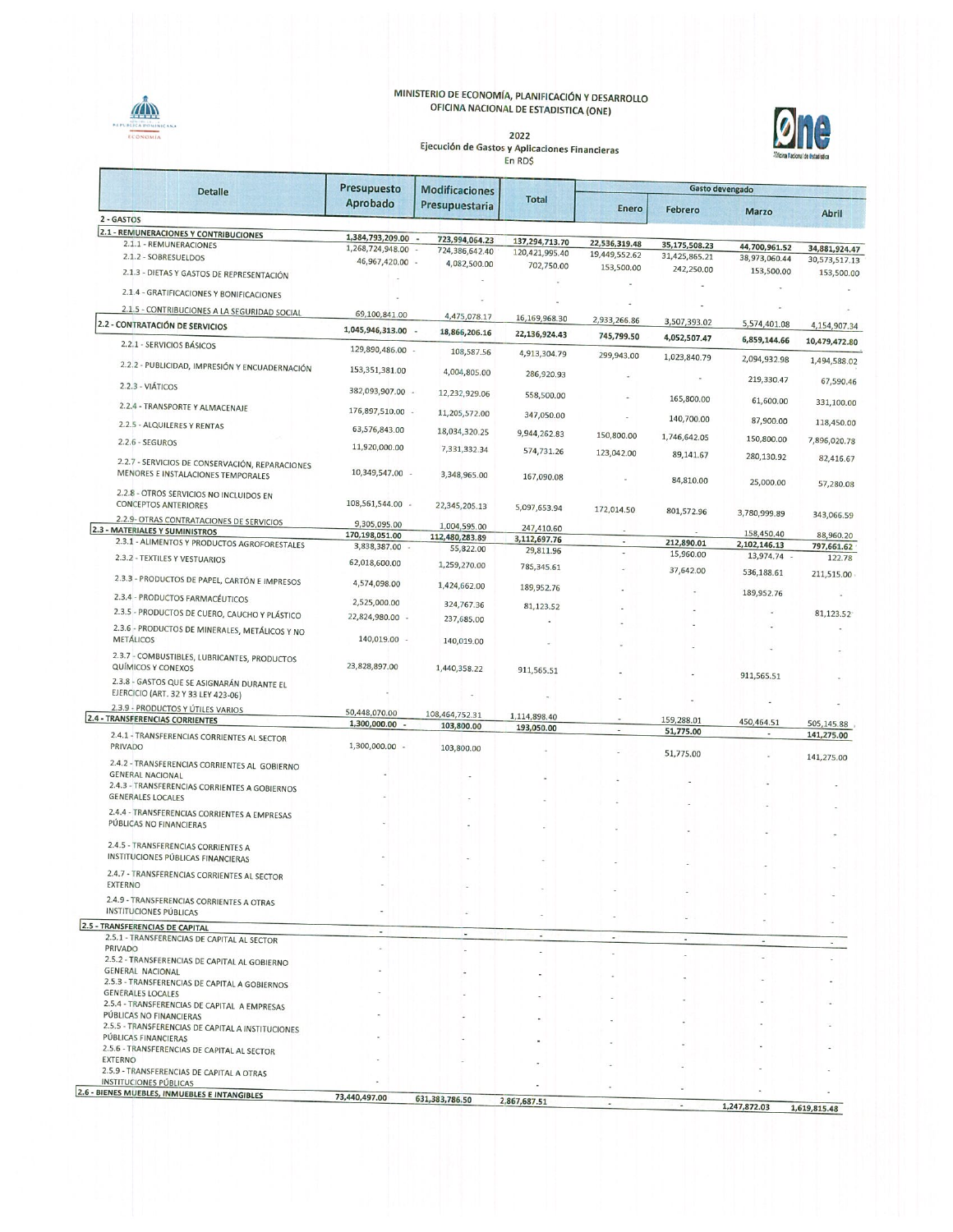MINISTERIO DE ECONOMÍA, PLANIFICACIÓN Y DESARROLLO
OFICINA NACIONAL DE ESTADISTICA (ONE)

2022
Ejecución de Gastos y Aplicaciones Financieras
En RD$

| Detalle | Presupuesto Aprobado | Modificaciones Presupuestaria | Total | Gasto devengado | | | |
|---|---|---|---|---|---|---|---|
| | | | | Enero | Febrero | Marzo | Abril |
| **2 - GASTOS** | | | | | | | |
| **2.1 - REMUNERACIONES Y CONTRIBUCIONES** | 1,384,793,209.00 - | 723,994,064.23 | 137,294,713.70 | 22,536,319.48 | 35,175,508.23 | 44,700,961.52 | 34,881,924.47 |
| 2.1.1 - REMUNERACIONES | 1,268,724,948.00 - | 724,386,642.40 | 120,421,995.40 | 19,449,552.62 | 31,425,865.21 | 38,973,060.44 | 30,573,517.13 |
| 2.1.2 - SOBRESUELDOS | 46,967,420.00 - | 4,082,500.00 | 702,750.00 | 153,500.00 | 242,250.00 | 153,500.00 | 153,500.00 |
| 2.1.3 - DIETAS Y GASTOS DE REPRESENTACIÓN | - | - | - | - | - | - | - |
| 2.1.4 - GRATIFICACIONES Y BONIFICACIONES | - | - | - | - | - | - | - |
| 2.1.5 - CONTRIBUCIONES A LA SEGURIDAD SOCIAL | 69,100,841.00 | 4,475,078.17 | 16,169,968.30 | 2,933,266.86 | 3,507,393.02 | 5,574,401.08 | 4,154,907.34 |
| **2.2 - CONTRATACIÓN DE SERVICIOS** | 1,045,946,313.00 - | 18,866,206.16 | 22,136,924.43 | 745,799.50 | 4,052,507.47 | 6,859,144.66 | 10,479,472.80 |
| 2.2.1 - SERVICIOS BÁSICOS | 129,890,486.00 - | 108,587.56 | 4,913,304.79 | 299,943.00 | 1,023,840.79 | 2,094,932.98 | 1,494,588.02 |
| 2.2.2 - PUBLICIDAD, IMPRESIÓN Y ENCUADERNACIÓN | 153,351,381.00 | 4,004,805.00 | 286,920.93 | - | - | 219,330.47 | 67,590.46 |
| 2.2.3 - VIÁTICOS | 382,093,907.00 - | 12,232,929.06 | 558,500.00 | - | 165,800.00 | 61,600.00 | 331,100.00 |
| 2.2.4 - TRANSPORTE Y ALMACENAJE | 176,897,510.00 - | 11,205,572.00 | 347,050.00 | - | 140,700.00 | 87,900.00 | 118,450.00 |
| 2.2.5 - ALQUILERES Y RENTAS | 63,576,843.00 | 18,034,320.25 | 9,944,262.83 | 150,800.00 | 1,746,642.05 | 150,800.00 | 7,896,020.78 |
| 2.2.6 - SEGUROS | 11,920,000.00 | 7,331,332.34 | 574,731.26 | 123,042.00 | 89,141.67 | 280,130.92 | 82,416.67 |
| 2.2.7 - SERVICIOS DE CONSERVACIÓN, REPARACIONES MENORES E INSTALACIONES TEMPORALES | 10,349,547.00 - | 3,348,965.00 | 167,090.08 | - | 84,810.00 | 25,000.00 | 57,280.08 |
| 2.2.8 - OTROS SERVICIOS NO INCLUIDOS EN CONCEPTOS ANTERIORES | 108,561,544.00 - | 22,345,205.13 | 5,097,653.94 | 172,014.50 | 801,572.96 | 3,780,999.89 | 343,066.59 |
| 2.2.9- OTRAS CONTRATACIONES DE SERVICIOS | 9,305,095.00 | 1,004,595.00 | 247,410.60 | - | - | 158,450.40 | 88,960.20 |
| **2.3 - MATERIALES Y SUMINISTROS** | 170,198,051.00 | 112,480,283.89 | 3,112,697.76 | - | 212,890.01 | 2,102,146.13 | 797,661.62 |
| 2.3.1 - ALIMENTOS Y PRODUCTOS AGROFORESTALES | 3,838,387.00 - | 55,822.00 | 29,811.96 | - | 15,960.00 | 13,974.74 - | 122.78 |
| 2.3.2 - TEXTILES Y VESTUARIOS | 62,018,600.00 | 1,259,270.00 | 785,345.61 | - | 37,642.00 | 536,188.61 | 211,515.00 |
| 2.3.3 - PRODUCTOS DE PAPEL, CARTÓN E IMPRESOS | 4,574,098.00 | 1,424,662.00 | 189,952.76 | - | - | 189,952.76 | - |
| 2.3.4 - PRODUCTOS FARMACÉUTICOS | 2,525,000.00 | 324,767.36 | 81,123.52 | - | - | - | 81,123.52 |
| 2.3.5 - PRODUCTOS DE CUERO, CAUCHO Y PLÁSTICO | 22,824,980.00 - | 237,685.00 | - | - | - | - | - |
| 2.3.6 - PRODUCTOS DE MINERALES, METÁLICOS Y NO METÁLICOS | 140,019.00 - | 140,019.00 | - | - | - | - | - |
| 2.3.7 - COMBUSTIBLES, LUBRICANTES, PRODUCTOS QUÍMICOS Y CONEXOS | 23,828,897.00 | 1,440,358.22 | 911,565.51 | - | - | 911,565.51 | - |
| 2.3.8 - GASTOS QUE SE ASIGNARÁN DURANTE EL EJERCICIO (ART. 32 Y 33 LEY 423-06) | - | - | - | - | - | - | - |
| 2.3.9 - PRODUCTOS Y ÚTILES VARIOS | 50,448,070.00 | 108,464,752.31 | 1,114,898.40 | - | 159,288.01 | 450,464.51 | 505,145.88 |
| **2.4 - TRANSFERENCIAS CORRIENTES** | 1,300,000.00 - | 103,800.00 | 193,050.00 | - | 51,775.00 | - | 141,275.00 |
| 2.4.1 - TRANSFERENCIAS CORRIENTES AL SECTOR PRIVADO | 1,300,000.00 - | 103,800.00 | - | - | 51,775.00 | - | 141,275.00 |
| 2.4.2 - TRANSFERENCIAS CORRIENTES AL GOBIERNO GENERAL NACIONAL | - | - | - | - | - | - | - |
| 2.4.3 - TRANSFERENCIAS CORRIENTES A GOBIERNOS GENERALES LOCALES | - | - | - | - | - | - | - |
| 2.4.4 - TRANSFERENCIAS CORRIENTES A EMPRESAS PÚBLICAS NO FINANCIERAS | - | - | - | - | - | - | - |
| 2.4.5 - TRANSFERENCIAS CORRIENTES A INSTITUCIONES PÚBLICAS FINANCIERAS | - | - | - | - | - | - | - |
| 2.4.7 - TRANSFERENCIAS CORRIENTES AL SECTOR EXTERNO | - | - | - | - | - | - | - |
| 2.4.9 - TRANSFERENCIAS CORRIENTES A OTRAS INSTITUCIONES PÚBLICAS | - | - | - | - | - | - | - |
| **2.5 - TRANSFERENCIAS DE CAPITAL** | - | - | - | - | - | - | - |
| 2.5.1 - TRANSFERENCIAS DE CAPITAL AL SECTOR PRIVADO | - | - | - | - | - | - | - |
| 2.5.2 - TRANSFERENCIAS DE CAPITAL AL GOBIERNO GENERAL NACIONAL | - | - | - | - | - | - | - |
| 2.5.3 - TRANSFERENCIAS DE CAPITAL A GOBIERNOS GENERALES LOCALES | - | - | - | - | - | - | - |
| 2.5.4 - TRANSFERENCIAS DE CAPITAL A EMPRESAS PÚBLICAS NO FINANCIERAS | - | - | - | - | - | - | - |
| 2.5.5 - TRANSFERENCIAS DE CAPITAL A INSTITUCIONES PÚBLICAS FINANCIERAS | - | - | - | - | - | - | - |
| 2.5.6 - TRANSFERENCIAS DE CAPITAL AL SECTOR EXTERNO | - | - | - | - | - | - | - |
| 2.5.9 - TRANSFERENCIAS DE CAPITAL A OTRAS INSTITUCIONES PÚBLICAS | - | - | - | - | - | - | - |
| **2.6 - BIENES MUEBLES, INMUEBLES E INTANGIBLES** | 73,440,497.00 | 631,383,786.50 | 2,867,687.51 | - | - | 1,247,872.03 | 1,619,815.48 |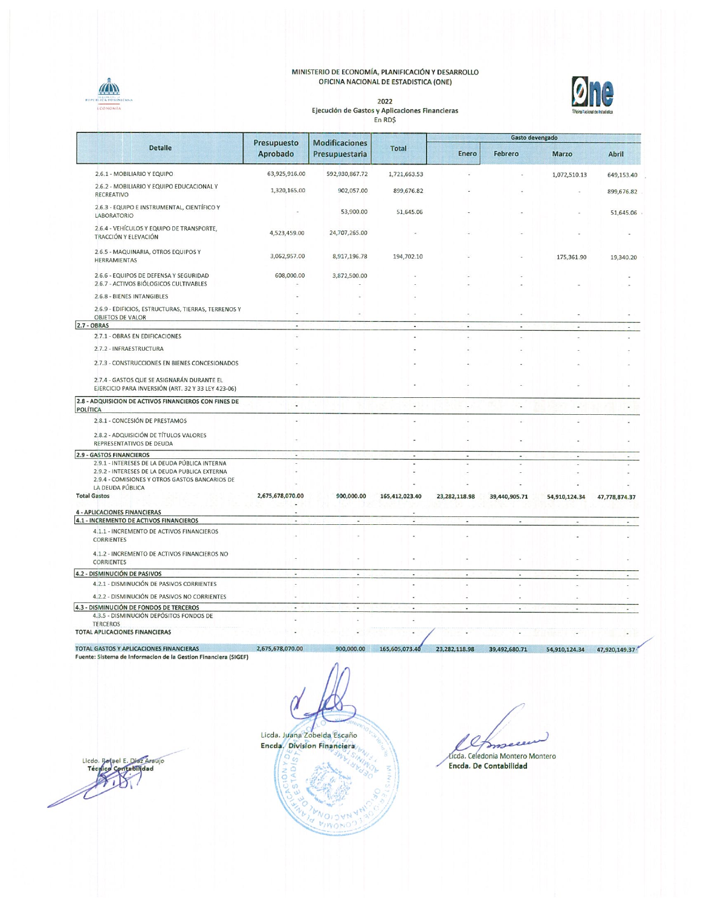MINISTERIO DE ECONOMÍA, PLANIFICACIÓN Y DESARROLLO
OFICINA NACIONAL DE ESTADISTICA (ONE)

2022
Ejecución de Gastos y Aplicaciones Financieras
En RD$

| Detalle | Presupuesto Aprobado | Modificaciones Presupuestaria | Total | Gasto devengado | | | |
|---|---|---|---|---|---|---|---|
| | | | | Enero | Febrero | Marzo | Abril |
| 2.6.1 - MOBILIARIO Y EQUIPO | 63,925,916.00 | 592,930,867.72 | 1,721,663.53 | - | - | 1,072,510.13 | 649,153.40 |
| 2.6.2 - MOBILIARIO Y EQUIPO EDUCACIONAL Y RECREATIVO | 1,320,165.00 | 902,057.00 | 899,676.82 | - | - | - | 899,676.82 |
| 2.6.3 - EQUIPO E INSTRUMENTAL, CIENTÍFICO Y LABORATORIO | - | 53,900.00 | 51,645.06 | - | - | - | 51,645.06 |
| 2.6.4 - VEHÍCULOS Y EQUIPO DE TRANSPORTE, TRACCIÓN Y ELEVACIÓN | 4,523,459.00 | 24,707,265.00 | - | - | - | - | - |
| 2.6.5 - MAQUINARIA, OTROS EQUIPOS Y HERRAMIENTAS | 3,062,957.00 | 8,917,196.78 | 194,702.10 | - | - | 175,361.90 | 19,340.20 |
| 2.6.6 - EQUIPOS DE DEFENSA Y SEGURIDAD | 608,000.00 | 3,872,500.00 | - | - | - | | - |
| 2.6.7 - ACTIVOS BIÓLOGICOS CULTIVABLES | | - | - | - | - | - | - |
| 2.6.8 - BIENES INTANGIBLES | - | - | - | | | | |
| 2.6.9 - EDIFICIOS, ESTRUCTURAS, TIERRAS, TERRENOS Y OBJETOS DE VALOR | - | - | - | - | - | - | - |
| **2.7 - OBRAS** | - | | - | - | - | - | - |
| 2.7.1 - OBRAS EN EDIFICACIONES | - | | - | - | - | - | - |
| 2.7.2 - INFRAESTRUCTURA | - | | - | - | - | - | - |
| 2.7.3 - CONSTRUCCIONES EN BIENES CONCESIONADOS | - | | - | - | - | - | - |
| 2.7.4 - GASTOS QUE SE ASIGNARÁN DURANTE EL EJERCICIO PARA INVERSIÓN (ART. 32 Y 33 LEY 423-06) | - | | - | - | - | - | - |
| **2.8 - ADQUISICION DE ACTIVOS FINANCIEROS CON FINES DE POLÍTICA** | - | | - | - | - | - | - |
| 2.8.1 - CONCESIÓN DE PRESTAMOS | - | | - | - | - | - | - |
| 2.8.2 - ADQUISICIÓN DE TÍTULOS VALORES REPRESENTATIVOS DE DEUDA | - | | - | - | - | - | - |
| **2.9 - GASTOS FINANCIEROS** | - | | - | - | - | - | - |
| 2.9.1 - INTERESES DE LA DEUDA PÚBLICA INTERNA | - | | - | - | - | - | - |
| 2.9.2 - INTERESES DE LA DEUDA PUBLICA EXTERNA | - | | - | - | - | - | - |
| 2.9.4 - COMISIONES Y OTROS GASTOS BANCARIOS DE LA DEUDA PÚBLICA | - | | - | - | - | - | - |
| **Total Gastos** | 2,675,678,070.00 | 900,000.00 | 165,412,023.40 | 23,282,118.98 | 39,440,905.71 | 54,910,124.34 | 47,778,874.37 |
| **4 - APLICACIONES FINANCIERAS** | - | | - | | | | |
| **4.1 - INCREMENTO DE ACTIVOS FINANCIEROS** | - | - | - | - | - | - | - |
| 4.1.1 - INCREMENTO DE ACTIVOS FINANCIEROS CORRIENTES | - | - | - | - | | - | - |
| 4.1.2 - INCREMENTO DE ACTIVOS FINANCIEROS NO CORRIENTES | - | - | - | - | - | - | - |
| **4.2 - DISMINUCIÓN DE PASIVOS** | - | - | - | - | - | - | - |
| 4.2.1 - DISMINUCIÓN DE PASIVOS CORRIENTES | - | - | - | - | - | - | - |
| 4.2.2 - DISMINUCIÓN DE PASIVOS NO CORRIENTES | - | - | - | - | - | - | - |
| **4.3 - DISMINUCIÓN DE FONDOS DE TERCEROS** | - | - | - | - | - | - | - |
| 4.3.5 - DISMINUCIÓN DEPÓSITOS FONDOS DE TERCEROS | - | - | - | | | | |
| **TOTAL APLICACIONES FINANCIERAS** | | - | - | - | - | - | - |
| **TOTAL GASTOS Y APLICACIONES FINANCIERAS** | 2,675,678,070.00 | 900,000.00 | 165,605,073.40 | 23,282,118.98 | 39,492,680.71 | 54,910,124.34 | 47,920,149.37 |

Fuente: Sistema de Informacion de la Gestion Financiera (SIGEF)

Licdo. Rafael E. Díaz Araujo
**Técnico Contabilidad**

Licda. Juana Zobeida Escaño
**Encda. Division Financiera**

Licda. Celedonia Montero Montero
**Encda. De Contabilidad**